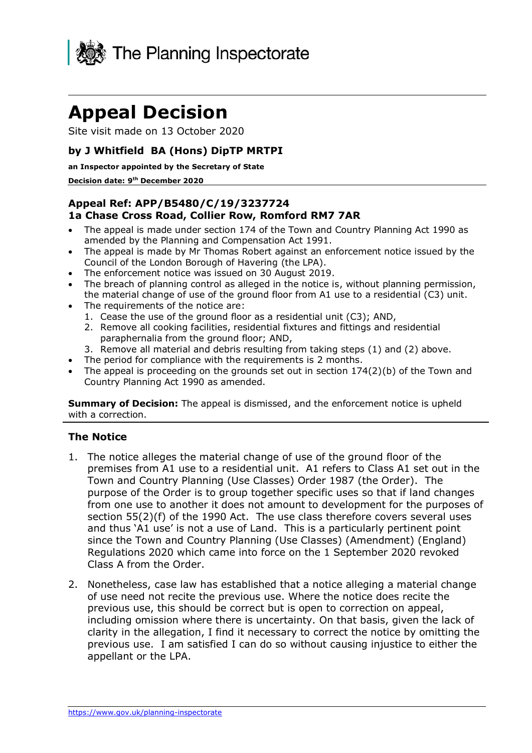The Planning Inspectorate

# Appeal Decision

Site visit made on 13 October 2020

### by J Whitfield BA (Hons) DipTP MRTPI

**an Inspector appointed by the Secretary of State**

**Decision date: 9th December 2020**

## Appeal Ref: APP/B5480/C/19/3237724
## 1a Chase Cross Road, Collier Row, Romford RM7 7AR

- The appeal is made under section 174 of the Town and Country Planning Act 1990 as amended by the Planning and Compensation Act 1991.
- The appeal is made by Mr Thomas Robert against an enforcement notice issued by the Council of the London Borough of Havering (the LPA).
- The enforcement notice was issued on 30 August 2019.
- The breach of planning control as alleged in the notice is, without planning permission, the material change of use of the ground floor from A1 use to a residential (C3) unit.
- The requirements of the notice are:
  1. Cease the use of the ground floor as a residential unit (C3); AND,
  2. Remove all cooking facilities, residential fixtures and fittings and residential paraphernalia from the ground floor; AND,
  3. Remove all material and debris resulting from taking steps (1) and (2) above.
- The period for compliance with the requirements is 2 months.
- The appeal is proceeding on the grounds set out in section 174(2)(b) of the Town and Country Planning Act 1990 as amended.

**Summary of Decision:** The appeal is dismissed, and the enforcement notice is upheld with a correction.

## The Notice

1. The notice alleges the material change of use of the ground floor of the premises from A1 use to a residential unit. A1 refers to Class A1 set out in the Town and Country Planning (Use Classes) Order 1987 (the Order). The purpose of the Order is to group together specific uses so that if land changes from one use to another it does not amount to development for the purposes of section 55(2)(f) of the 1990 Act. The use class therefore covers several uses and thus 'A1 use' is not a use of Land. This is a particularly pertinent point since the Town and Country Planning (Use Classes) (Amendment) (England) Regulations 2020 which came into force on the 1 September 2020 revoked Class A from the Order.

2. Nonetheless, case law has established that a notice alleging a material change of use need not recite the previous use. Where the notice does recite the previous use, this should be correct but is open to correction on appeal, including omission where there is uncertainty. On that basis, given the lack of clarity in the allegation, I find it necessary to correct the notice by omitting the previous use. I am satisfied I can do so without causing injustice to either the appellant or the LPA.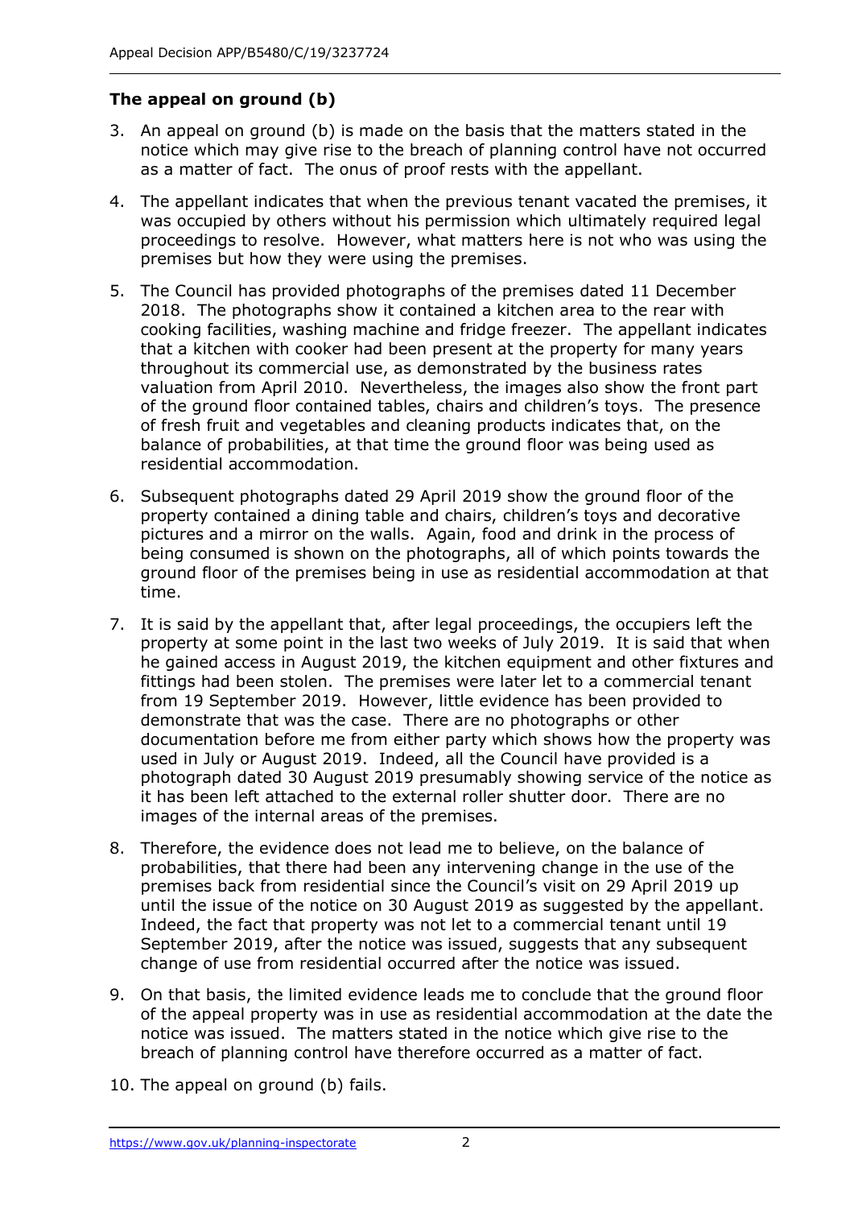## The appeal on ground (b)

3. An appeal on ground (b) is made on the basis that the matters stated in the notice which may give rise to the breach of planning control have not occurred as a matter of fact. The onus of proof rests with the appellant.

4. The appellant indicates that when the previous tenant vacated the premises, it was occupied by others without his permission which ultimately required legal proceedings to resolve. However, what matters here is not who was using the premises but how they were using the premises.

5. The Council has provided photographs of the premises dated 11 December 2018. The photographs show it contained a kitchen area to the rear with cooking facilities, washing machine and fridge freezer. The appellant indicates that a kitchen with cooker had been present at the property for many years throughout its commercial use, as demonstrated by the business rates valuation from April 2010. Nevertheless, the images also show the front part of the ground floor contained tables, chairs and children's toys. The presence of fresh fruit and vegetables and cleaning products indicates that, on the balance of probabilities, at that time the ground floor was being used as residential accommodation.

6. Subsequent photographs dated 29 April 2019 show the ground floor of the property contained a dining table and chairs, children's toys and decorative pictures and a mirror on the walls. Again, food and drink in the process of being consumed is shown on the photographs, all of which points towards the ground floor of the premises being in use as residential accommodation at that time.

7. It is said by the appellant that, after legal proceedings, the occupiers left the property at some point in the last two weeks of July 2019. It is said that when he gained access in August 2019, the kitchen equipment and other fixtures and fittings had been stolen. The premises were later let to a commercial tenant from 19 September 2019. However, little evidence has been provided to demonstrate that was the case. There are no photographs or other documentation before me from either party which shows how the property was used in July or August 2019. Indeed, all the Council have provided is a photograph dated 30 August 2019 presumably showing service of the notice as it has been left attached to the external roller shutter door. There are no images of the internal areas of the premises.

8. Therefore, the evidence does not lead me to believe, on the balance of probabilities, that there had been any intervening change in the use of the premises back from residential since the Council's visit on 29 April 2019 up until the issue of the notice on 30 August 2019 as suggested by the appellant. Indeed, the fact that property was not let to a commercial tenant until 19 September 2019, after the notice was issued, suggests that any subsequent change of use from residential occurred after the notice was issued.

9. On that basis, the limited evidence leads me to conclude that the ground floor of the appeal property was in use as residential accommodation at the date the notice was issued. The matters stated in the notice which give rise to the breach of planning control have therefore occurred as a matter of fact.

10. The appeal on ground (b) fails.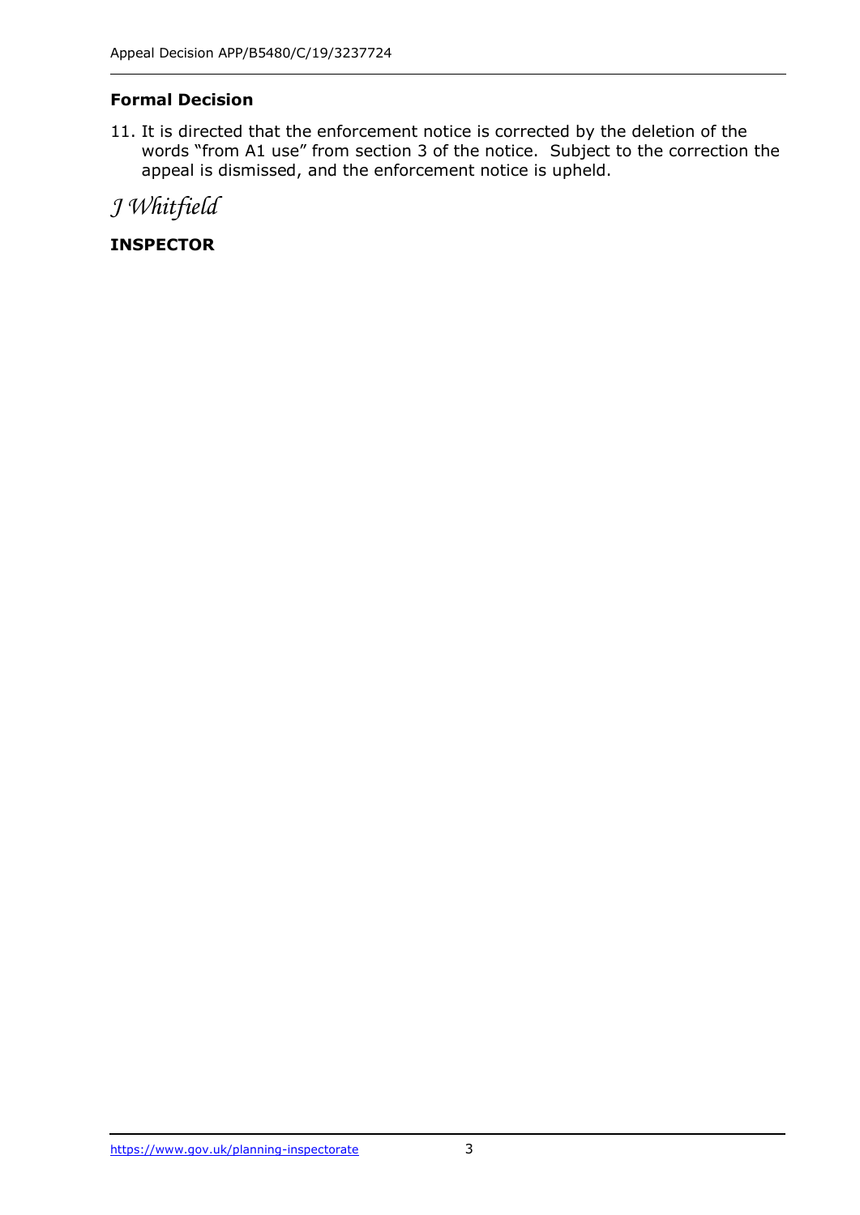### Formal Decision

11. It is directed that the enforcement notice is corrected by the deletion of the words "from A1 use" from section 3 of the notice. Subject to the correction the appeal is dismissed, and the enforcement notice is upheld.

*J Whitfield*

**INSPECTOR**